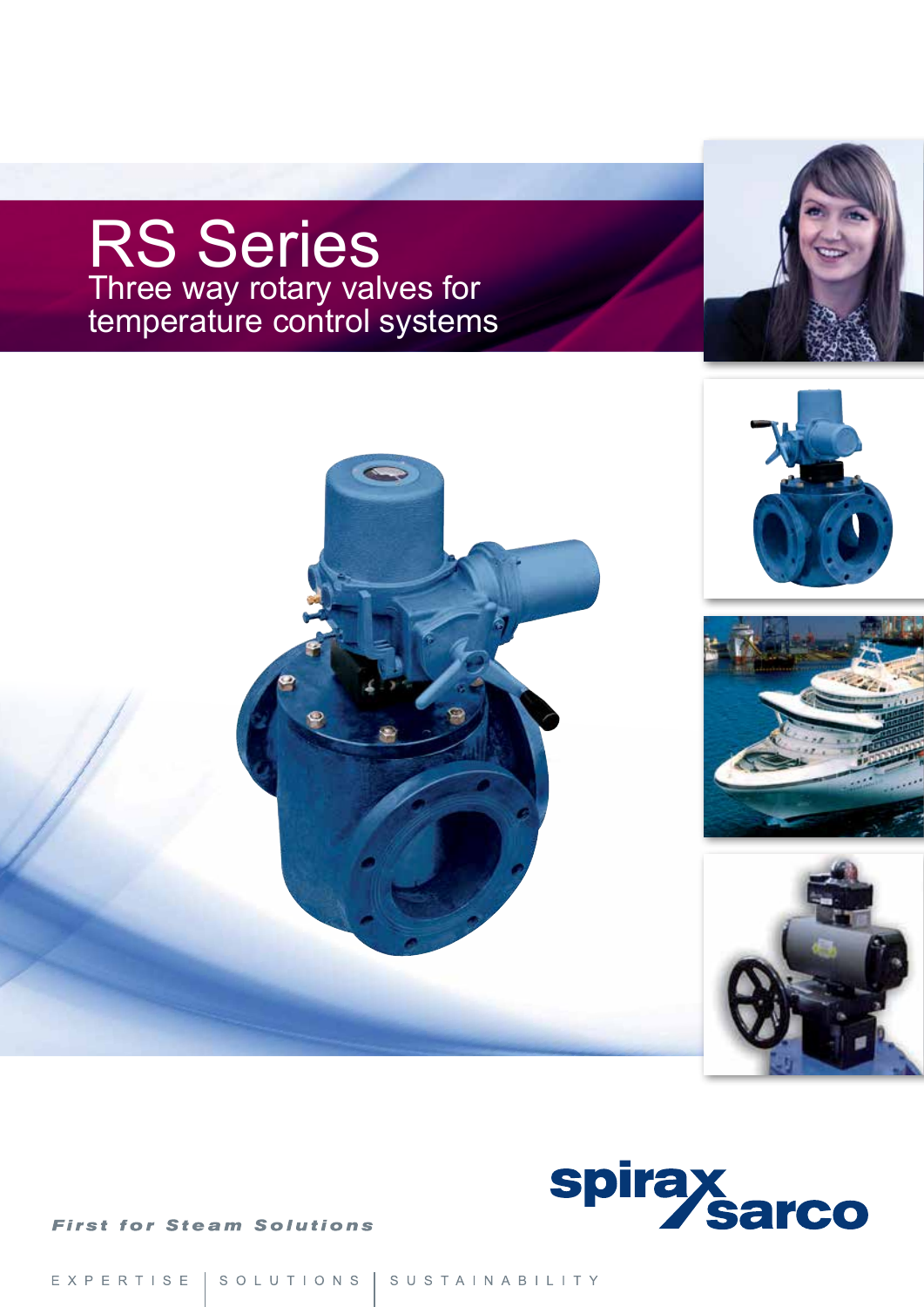# RS Series

## Three way rotary valves for temperature control systems

spirax sarco

*First for Steam Solutions*

EXPERTISE | SOLUTIONS | SUSTAINABILITY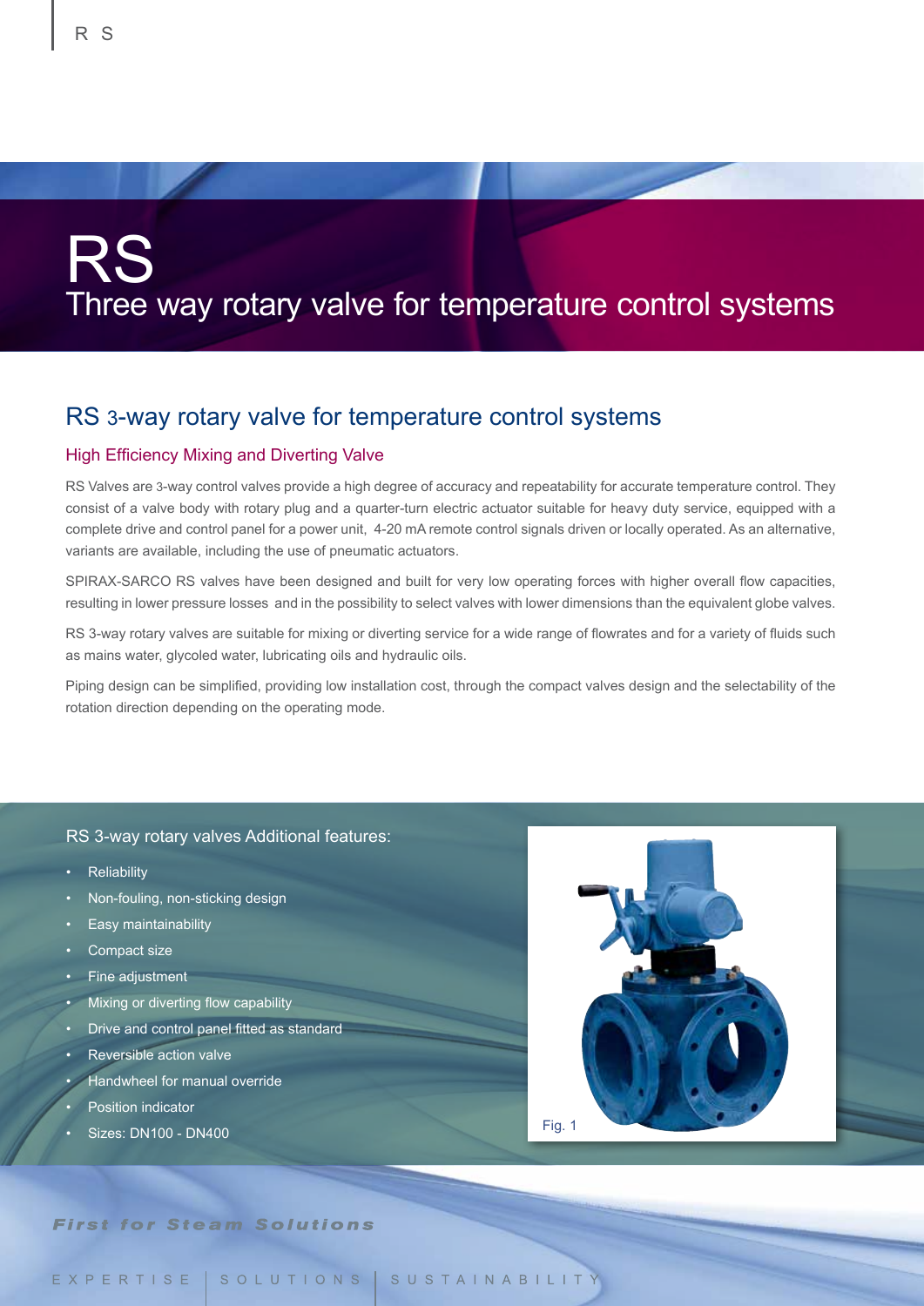# RS

## Three way rotary valve for temperature control systems

## RS 3-way rotary valve for temperature control systems

### High Efficiency Mixing and Diverting Valve

RS Valves are 3-way control valves provide a high degree of accuracy and repeatability for accurate temperature control. They consist of a valve body with rotary plug and a quarter-turn electric actuator suitable for heavy duty service, equipped with a complete drive and control panel for a power unit, 4-20 mA remote control signals driven or locally operated. As an alternative, variants are available, including the use of pneumatic actuators.

SPIRAX-SARCO RS valves have been designed and built for very low operating forces with higher overall flow capacities, resulting in lower pressure losses and in the possibility to select valves with lower dimensions than the equivalent globe valves.

RS 3-way rotary valves are suitable for mixing or diverting service for a wide range of flowrates and for a variety of fluids such as mains water, glycoled water, lubricating oils and hydraulic oils.

Piping design can be simplified, providing low installation cost, through the compact valves design and the selectability of the rotation direction depending on the operating mode.

### RS 3-way rotary valves Additional features:

- Reliability
- Non-fouling, non-sticking design
- Easy maintainability
- Compact size
- Fine adjustment
- Mixing or diverting flow capability
- Drive and control panel fitted as standard
- Reversible action valve
- Handwheel for manual override
- Position indicator
- Sizes: DN100 - DN400

Fig. 1

*First for Steam Solutions*

EXPERTISE | SOLUTIONS | SUSTAINABILITY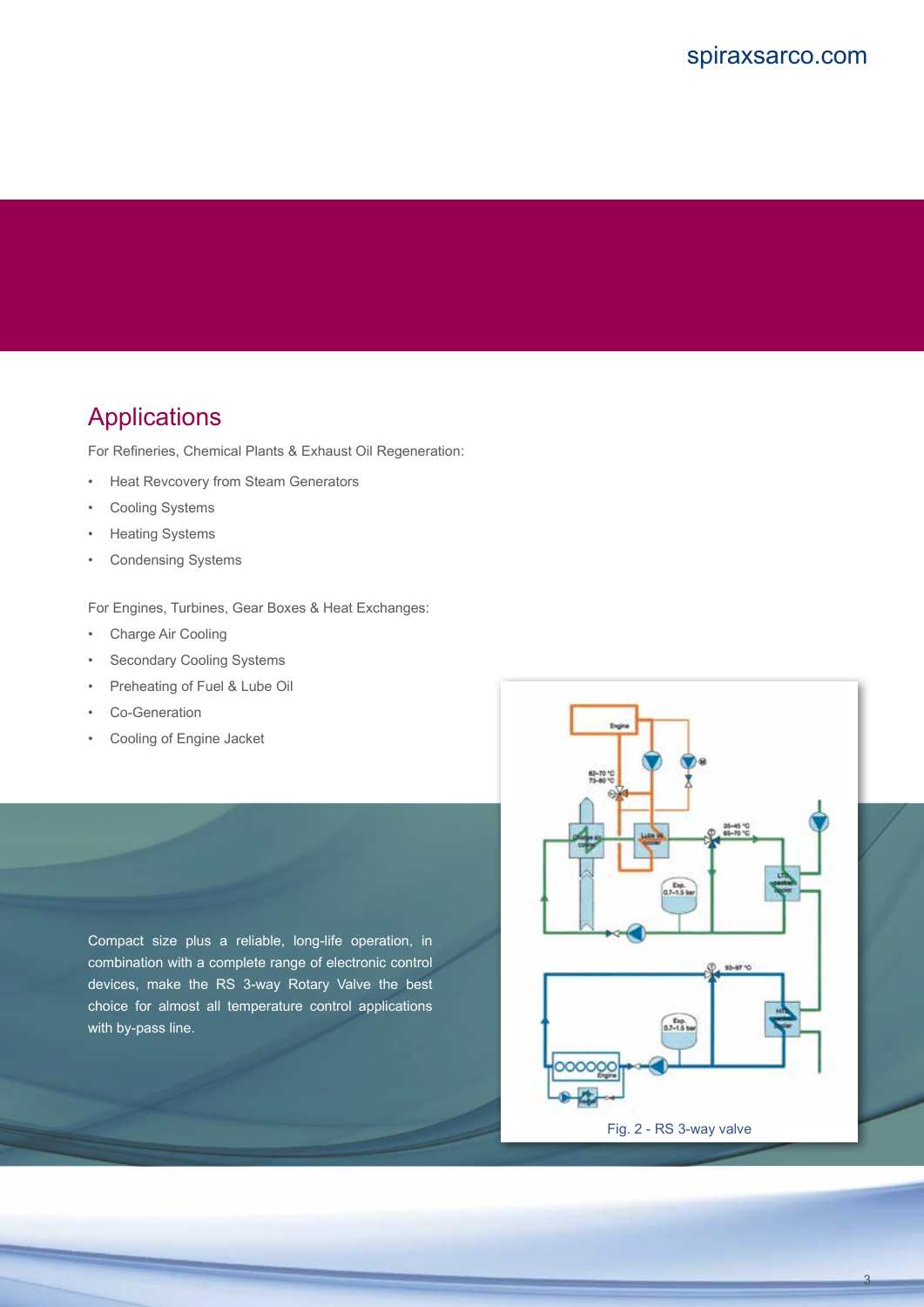## Applications

For Refineries, Chemical Plants & Exhaust Oil Regeneration:

- Heat Revcovery from Steam Generators
- Cooling Systems
- Heating Systems
- Condensing Systems

For Engines, Turbines, Gear Boxes & Heat Exchanges:

- Charge Air Cooling
- Secondary Cooling Systems
- Preheating of Fuel & Lube Oil
- Co-Generation
- Cooling of Engine Jacket

Compact size plus a reliable, long-life operation, in combination with a complete range of electronic control devices, make the RS 3-way Rotary Valve the best choice for almost all temperature control applications with by-pass line.

Fig. 2 - RS 3-way valve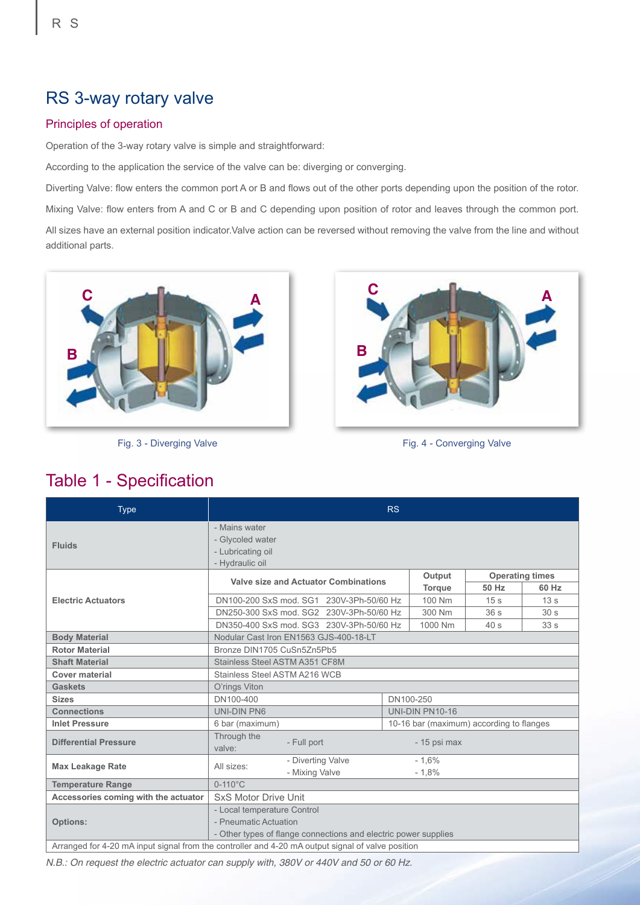# RS 3-way rotary valve

## Principles of operation

Operation of the 3-way rotary valve is simple and straightforward:

According to the application the service of the valve can be: diverging or converging.

Diverting Valve: flow enters the common port A or B and flows out of the other ports depending upon the position of the rotor.

Mixing Valve: flow enters from A and C or B and C depending upon position of rotor and leaves through the common port.

All sizes have an external position indicator.Valve action can be reversed without removing the valve from the line and without additional parts.

Fig. 3 - Diverging Valve

Fig. 4 - Converging Valve

## Table 1 - Specification

| Type | RS | | | | |
|---|---|---|---|---|---|
| **Fluids** | - Mains water<br>- Glycoled water<br>- Lubricating oil<br>- Hydraulic oil | | | | |
| **Electric Actuators** | Valve size and Actuator Combinations | | Output Torque | Operating times 50 Hz | Operating times 60 Hz |
| | DN100-200 SxS mod. SG1 230V-3Ph-50/60 Hz | | 100 Nm | 15 s | 13 s |
| | DN250-300 SxS mod. SG2 230V-3Ph-50/60 Hz | | 300 Nm | 36 s | 30 s |
| | DN350-400 SxS mod. SG3 230V-3Ph-50/60 Hz | | 1000 Nm | 40 s | 33 s |
| **Body Material** | Nodular Cast Iron EN1563 GJS-400-18-LT | | | | |
| **Rotor Material** | Bronze DIN1705 CuSn5Zn5Pb5 | | | | |
| **Shaft Material** | Stainless Steel ASTM A351 CF8M | | | | |
| **Cover material** | Stainless Steel ASTM A216 WCB | | | | |
| **Gaskets** | O'rings Viton | | | | |
| **Sizes** | DN100-400 | DN100-250 | | | |
| **Connections** | UNI-DIN PN6 | UNI-DIN PN10-16 | | | |
| **Inlet Pressure** | 6 bar (maximum) | 10-16 bar (maximum) according to flanges | | | |
| **Differential Pressure** | Through the valve: - Full port | - 15 psi max | | | |
| **Max Leakage Rate** | All sizes: - Diverting Valve<br>- Mixing Valve | - 1,6%<br>- 1,8% | | | |
| **Temperature Range** | 0-110°C | | | | |
| **Accessories coming with the actuator** | SxS Motor Drive Unit | | | | |
| **Options:** | - Local temperature Control<br>- Pneumatic Actuation<br>- Other types of flange connections and electric power supplies | | | | |
| Arranged for 4-20 mA input signal from the controller and 4-20 mA output signal of valve position | | | | | |

*N.B.: On request the electric actuator can supply with, 380V or 440V and 50 or 60 Hz.*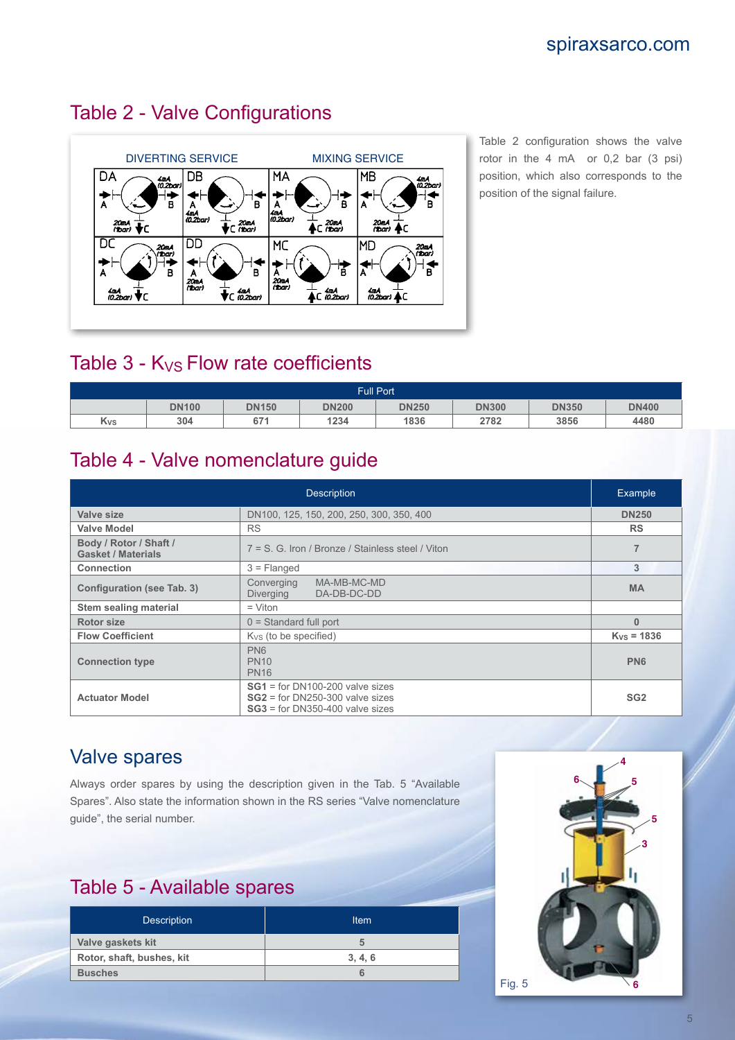## Table 2 - Valve Configurations

Table 2 configuration shows the valve rotor in the 4 mA or 0,2 bar (3 psi) position, which also corresponds to the position of the signal failure.

## Table 3 - $K_{VS}$ Flow rate coefficients

| | Full Port | | | | | | |
|---|---|---|---|---|---|---|---|
| | DN100 | DN150 | DN200 | DN250 | DN300 | DN350 | DN400 |
| $K_{VS}$ | 304 | 671 | 1234 | 1836 | 2782 | 3856 | 4480 |

## Table 4 - Valve nomenclature guide

| Description | | Example |
|---|---|---|
| Valve size | DN100, 125, 150, 200, 250, 300, 350, 400 | DN250 |
| Valve Model | RS | RS |
| Body / Rotor / Shaft / Gasket / Materials | 7 = S. G. Iron / Bronze / Stainless steel / Viton | 7 |
| Connection | 3 = Flanged | 3 |
| Configuration (see Tab. 3) | Converging MA-MB-MC-MD<br>Diverging DA-DB-DC-DD | MA |
| Stem sealing material | = Viton | |
| Rotor size | 0 = Standard full port | 0 |
| Flow Coefficient | $K_{VS}$ (to be specified) | $K_{VS}$ = 1836 |
| Connection type | PN6<br>PN10<br>PN16 | PN6 |
| Actuator Model | **SG1** = for DN100-200 valve sizes<br>**SG2** = for DN250-300 valve sizes<br>**SG3** = for DN350-400 valve sizes | SG2 |

## Valve spares

Always order spares by using the description given in the Tab. 5 "Available Spares". Also state the information shown in the RS series "Valve nomenclature guide", the serial number.

## Table 5 - Available spares

| Description | Item |
|---|---|
| Valve gaskets kit | 5 |
| Rotor, shaft, bushes, kit | 3, 4, 6 |
| Busches | 6 |

Fig. 5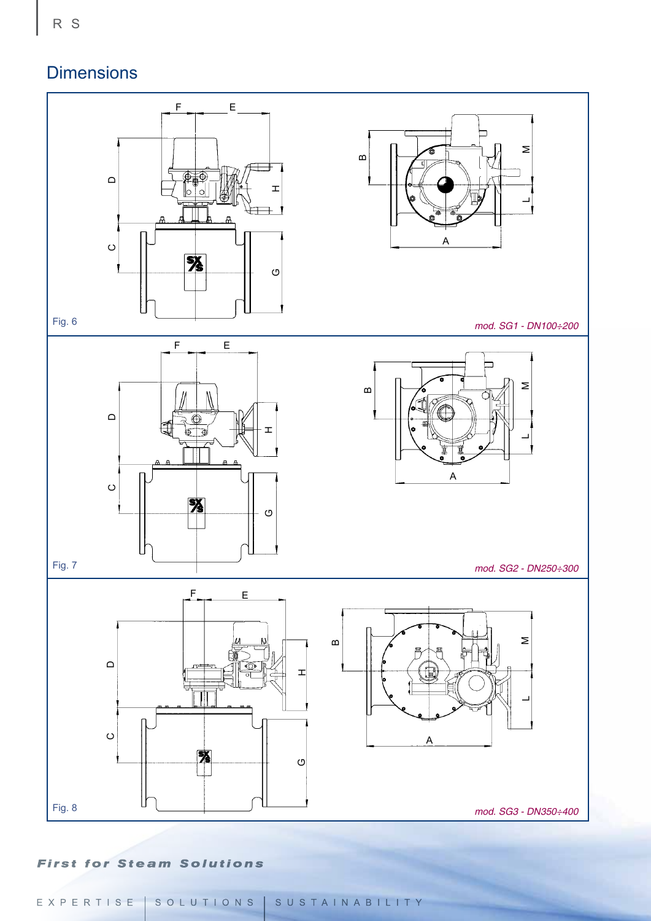## Dimensions

Fig. 6

*mod. SG1 - DN100÷200*

Fig. 7

*mod. SG2 - DN250÷300*

Fig. 8

*mod. SG3 - DN350÷400*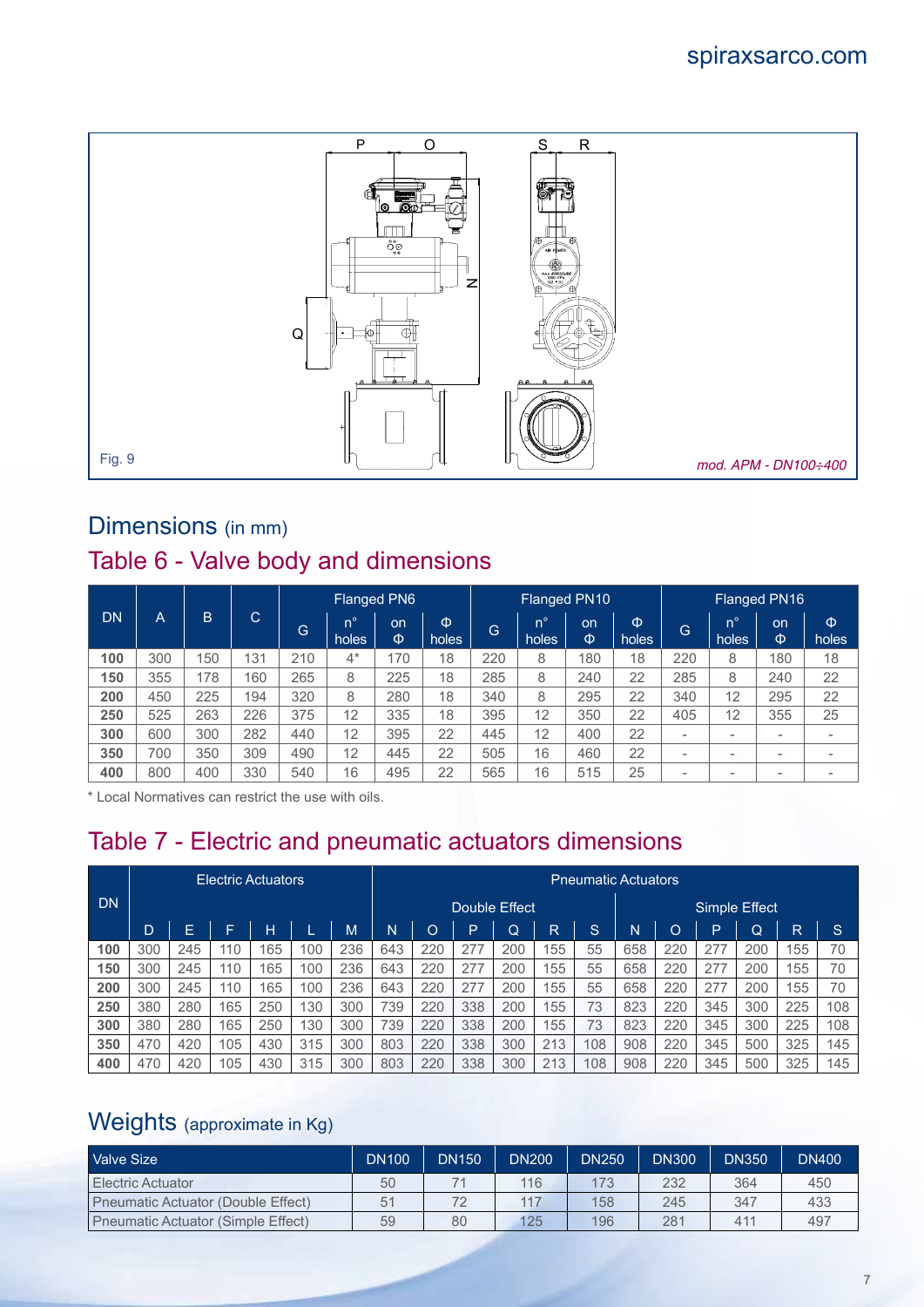Fig. 9

*mod. APM - DN100÷400*

## Dimensions (in mm)

## Table 6 - Valve body and dimensions

| DN | A | B | C | Flanged PN6 | | | | Flanged PN10 | | | | Flanged PN16 | | | |
|---|---|---|---|---|---|---|---|---|---|---|---|---|---|---|---|
| | | | | G | n° holes | on Φ | Φ holes | G | n° holes | on Φ | Φ holes | G | n° holes | on Φ | Φ holes |
| **100** | 300 | 150 | 131 | 210 | 4* | 170 | 18 | 220 | 8 | 180 | 18 | 220 | 8 | 180 | 18 |
| **150** | 355 | 178 | 160 | 265 | 8 | 225 | 18 | 285 | 8 | 240 | 22 | 285 | 8 | 240 | 22 |
| **200** | 450 | 225 | 194 | 320 | 8 | 280 | 18 | 340 | 8 | 295 | 22 | 340 | 12 | 295 | 22 |
| **250** | 525 | 263 | 226 | 375 | 12 | 335 | 18 | 395 | 12 | 350 | 22 | 405 | 12 | 355 | 25 |
| **300** | 600 | 300 | 282 | 440 | 12 | 395 | 22 | 445 | 12 | 400 | 22 | - | - | - | - |
| **350** | 700 | 350 | 309 | 490 | 12 | 445 | 22 | 505 | 16 | 460 | 22 | - | - | - | - |
| **400** | 800 | 400 | 330 | 540 | 16 | 495 | 22 | 565 | 16 | 515 | 25 | - | - | - | - |

* Local Normatives can restrict the use with oils.

## Table 7 - Electric and pneumatic actuators dimensions

| DN | Electric Actuators | | | | | | Pneumatic Actuators | | | | | | | | | | | |
|---|---|---|---|---|---|---|---|---|---|---|---|---|---|---|---|---|---|---|
| | | | | | | | Double Effect | | | | | | Simple Effect | | | | | |
| | D | E | F | H | L | M | N | O | P | Q | R | S | N | O | P | Q | R | S |
| **100** | 300 | 245 | 110 | 165 | 100 | 236 | 643 | 220 | 277 | 200 | 155 | 55 | 658 | 220 | 277 | 200 | 155 | 70 |
| **150** | 300 | 245 | 110 | 165 | 100 | 236 | 643 | 220 | 277 | 200 | 155 | 55 | 658 | 220 | 277 | 200 | 155 | 70 |
| **200** | 300 | 245 | 110 | 165 | 100 | 236 | 643 | 220 | 277 | 200 | 155 | 55 | 658 | 220 | 277 | 200 | 155 | 70 |
| **250** | 380 | 280 | 165 | 250 | 130 | 300 | 739 | 220 | 338 | 200 | 155 | 73 | 823 | 220 | 345 | 300 | 225 | 108 |
| **300** | 380 | 280 | 165 | 250 | 130 | 300 | 739 | 220 | 338 | 200 | 155 | 73 | 823 | 220 | 345 | 300 | 225 | 108 |
| **350** | 470 | 420 | 105 | 430 | 315 | 300 | 803 | 220 | 338 | 300 | 213 | 108 | 908 | 220 | 345 | 500 | 325 | 145 |
| **400** | 470 | 420 | 105 | 430 | 315 | 300 | 803 | 220 | 338 | 300 | 213 | 108 | 908 | 220 | 345 | 500 | 325 | 145 |

## Weights (approximate in Kg)

| Valve Size | DN100 | DN150 | DN200 | DN250 | DN300 | DN350 | DN400 |
|---|---|---|---|---|---|---|---|
| Electric Actuator | 50 | 71 | 116 | 173 | 232 | 364 | 450 |
| Pneumatic Actuator (Double Effect) | 51 | 72 | 117 | 158 | 245 | 347 | 433 |
| Pneumatic Actuator (Simple Effect) | 59 | 80 | 125 | 196 | 281 | 411 | 497 |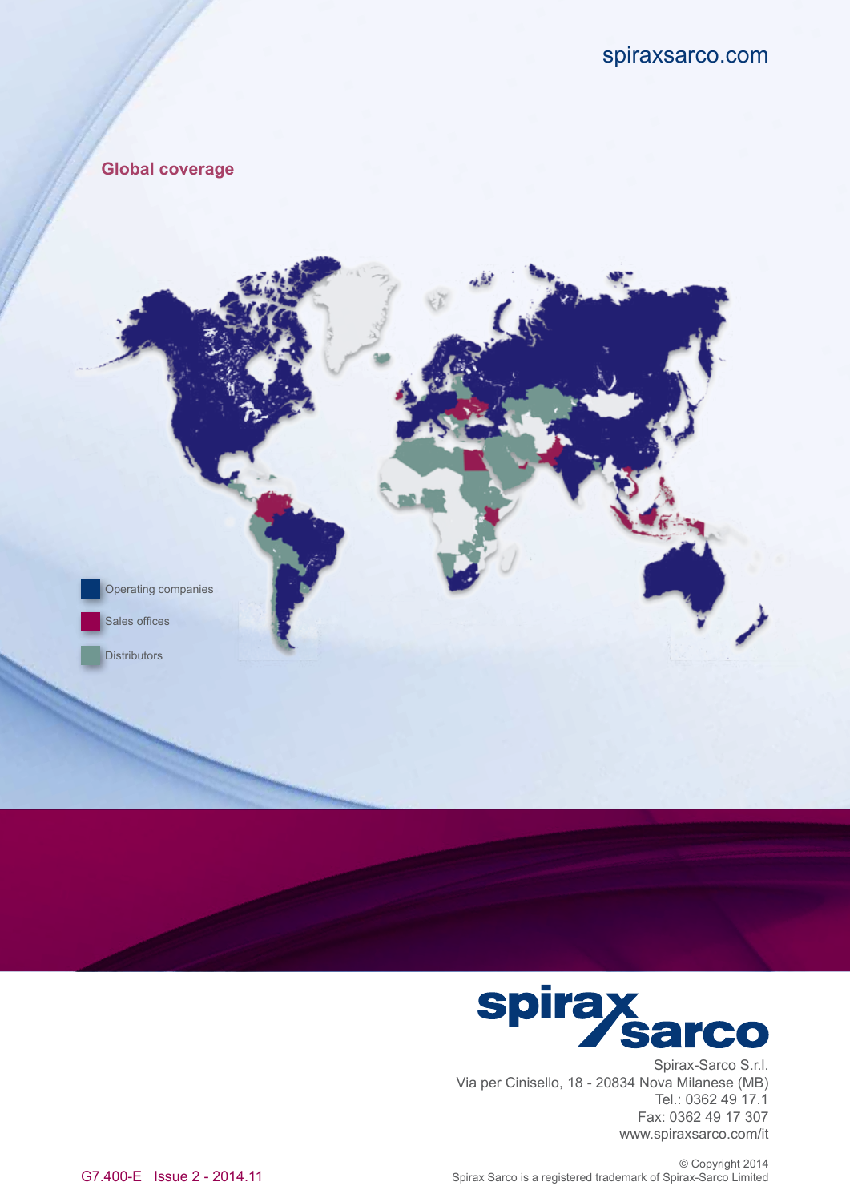spiraxsarco.com

## Global coverage

Operating companies

Sales offices

Distributors

Spirax-Sarco S.r.l.
Via per Cinisello, 18 - 20834 Nova Milanese (MB)
Tel.: 0362 49 17.1
Fax: 0362 49 17 307
www.spiraxsarco.com/it

G7.400-E Issue 2 - 2014.11

© Copyright 2014
Spirax Sarco is a registered trademark of Spirax-Sarco Limited